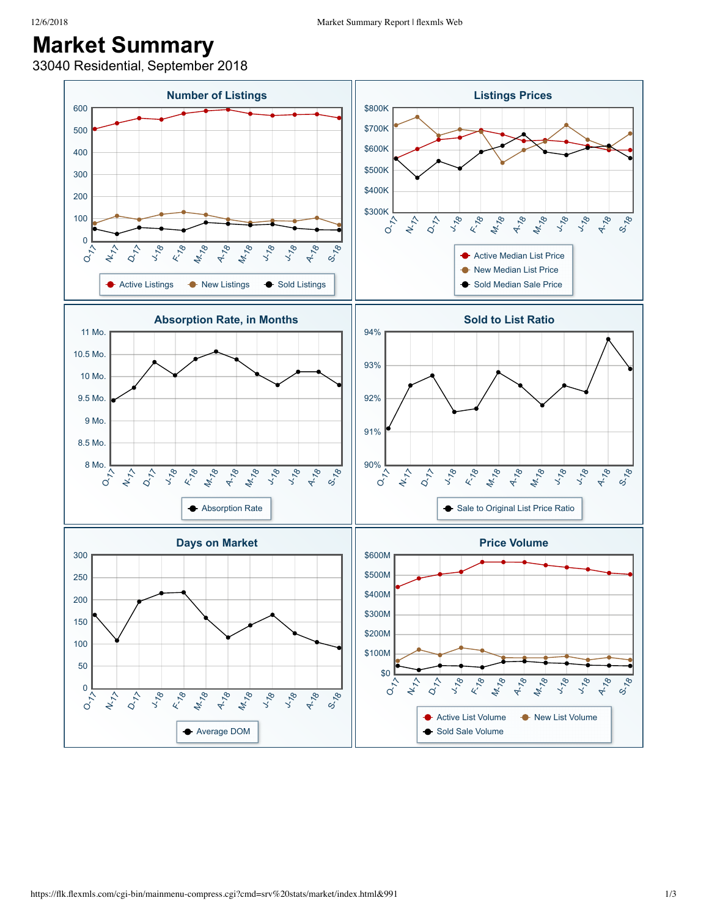# Market Summary

33040 Residential, September 2018

## Number of Listings

Active Listings · New Listings · Sold Listings

## Listings Prices

Active Median List Price · New Median List Price · Sold Median Sale Price

## Absorption Rate, in Months

Absorption Rate

## Sold to List Ratio

Sale to Original List Price Ratio

## Days on Market

Average DOM

## Price Volume

Active List Volume · New List Volume · Sold Sale Volume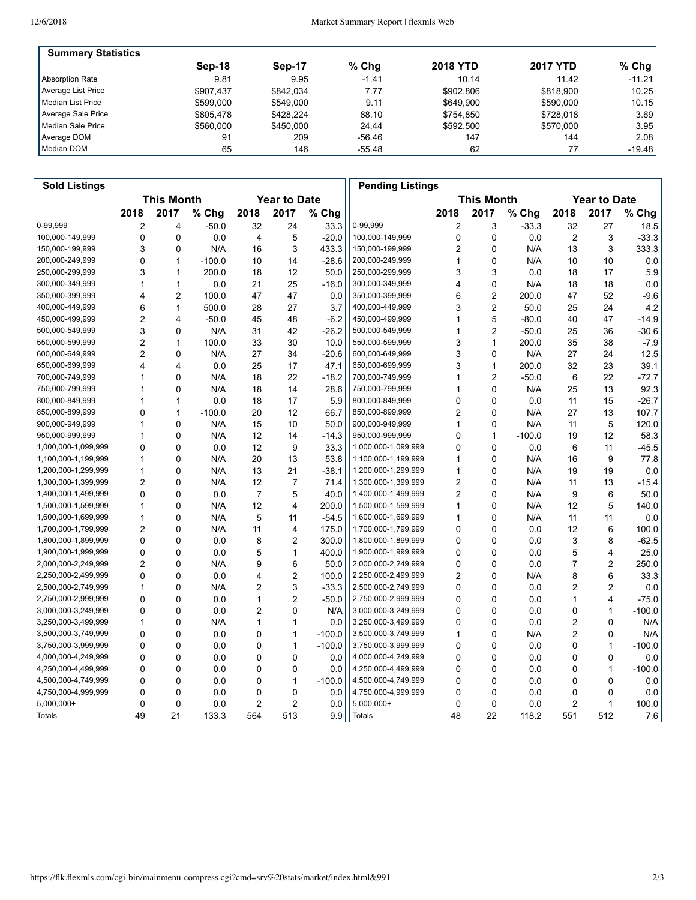## Summary Statistics

| | Sep-18 | Sep-17 | % Chg | 2018 YTD | 2017 YTD | % Chg |
|---|---|---|---|---|---|---|
| Absorption Rate | 9.81 | 9.95 | -1.41 | 10.14 | 11.42 | -11.21 |
| Average List Price | $907,437 | $842,034 | 7.77 | $902,806 | $818,900 | 10.25 |
| Median List Price | $599,000 | $549,000 | 9.11 | $649,900 | $590,000 | 10.15 |
| Average Sale Price | $805,478 | $428,224 | 88.10 | $754,850 | $728,018 | 3.69 |
| Median Sale Price | $560,000 | $450,000 | 24.44 | $592,500 | $570,000 | 3.95 |
| Average DOM | 91 | 209 | -56.46 | 147 | 144 | 2.08 |
| Median DOM | 65 | 146 | -55.48 | 62 | 77 | -19.48 |

## Sold Listings

| | This Month | | | Year to Date | | |
|---|---|---|---|---|---|---|
| | 2018 | 2017 | % Chg | 2018 | 2017 | % Chg |
| 0-99,999 | 2 | 4 | -50.0 | 32 | 24 | 33.3 |
| 100,000-149,999 | 0 | 0 | 0.0 | 4 | 5 | -20.0 |
| 150,000-199,999 | 3 | 0 | N/A | 16 | 3 | 433.3 |
| 200,000-249,999 | 0 | 1 | -100.0 | 10 | 14 | -28.6 |
| 250,000-299,999 | 3 | 1 | 200.0 | 18 | 12 | 50.0 |
| 300,000-349,999 | 1 | 1 | 0.0 | 21 | 25 | -16.0 |
| 350,000-399,999 | 4 | 2 | 100.0 | 47 | 47 | 0.0 |
| 400,000-449,999 | 6 | 1 | 500.0 | 28 | 27 | 3.7 |
| 450,000-499,999 | 2 | 4 | -50.0 | 45 | 48 | -6.2 |
| 500,000-549,999 | 3 | 0 | N/A | 31 | 42 | -26.2 |
| 550,000-599,999 | 2 | 1 | 100.0 | 33 | 30 | 10.0 |
| 600,000-649,999 | 2 | 0 | N/A | 27 | 34 | -20.6 |
| 650,000-699,999 | 4 | 4 | 0.0 | 25 | 17 | 47.1 |
| 700,000-749,999 | 1 | 0 | N/A | 18 | 22 | -18.2 |
| 750,000-799,999 | 1 | 0 | N/A | 18 | 14 | 28.6 |
| 800,000-849,999 | 1 | 1 | 0.0 | 18 | 17 | 5.9 |
| 850,000-899,999 | 0 | 1 | -100.0 | 20 | 12 | 66.7 |
| 900,000-949,999 | 1 | 0 | N/A | 15 | 10 | 50.0 |
| 950,000-999,999 | 1 | 0 | N/A | 12 | 14 | -14.3 |
| 1,000,000-1,099,999 | 0 | 0 | 0.0 | 12 | 9 | 33.3 |
| 1,100,000-1,199,999 | 1 | 0 | N/A | 20 | 13 | 53.8 |
| 1,200,000-1,299,999 | 1 | 0 | N/A | 13 | 21 | -38.1 |
| 1,300,000-1,399,999 | 2 | 0 | N/A | 12 | 7 | 71.4 |
| 1,400,000-1,499,999 | 0 | 0 | 0.0 | 7 | 5 | 40.0 |
| 1,500,000-1,599,999 | 1 | 0 | N/A | 12 | 4 | 200.0 |
| 1,600,000-1,699,999 | 1 | 0 | N/A | 5 | 11 | -54.5 |
| 1,700,000-1,799,999 | 2 | 0 | N/A | 11 | 4 | 175.0 |
| 1,800,000-1,899,999 | 0 | 0 | 0.0 | 8 | 2 | 300.0 |
| 1,900,000-1,999,999 | 0 | 0 | 0.0 | 5 | 1 | 400.0 |
| 2,000,000-2,249,999 | 2 | 0 | N/A | 9 | 6 | 50.0 |
| 2,250,000-2,499,999 | 0 | 0 | 0.0 | 4 | 2 | 100.0 |
| 2,500,000-2,749,999 | 1 | 0 | N/A | 2 | 3 | -33.3 |
| 2,750,000-2,999,999 | 0 | 0 | 0.0 | 1 | 2 | -50.0 |
| 3,000,000-3,249,999 | 0 | 0 | 0.0 | 2 | 0 | N/A |
| 3,250,000-3,499,999 | 1 | 0 | N/A | 1 | 1 | 0.0 |
| 3,500,000-3,749,999 | 0 | 0 | 0.0 | 0 | 1 | -100.0 |
| 3,750,000-3,999,999 | 0 | 0 | 0.0 | 0 | 1 | -100.0 |
| 4,000,000-4,249,999 | 0 | 0 | 0.0 | 0 | 0 | 0.0 |
| 4,250,000-4,499,999 | 0 | 0 | 0.0 | 0 | 0 | 0.0 |
| 4,500,000-4,749,999 | 0 | 0 | 0.0 | 0 | 1 | -100.0 |
| 4,750,000-4,999,999 | 0 | 0 | 0.0 | 0 | 0 | 0.0 |
| 5,000,000+ | 0 | 0 | 0.0 | 2 | 2 | 0.0 |
| Totals | 49 | 21 | 133.3 | 564 | 513 | 9.9 |

## Pending Listings

| | This Month | | | Year to Date | | |
|---|---|---|---|---|---|---|
| | 2018 | 2017 | % Chg | 2018 | 2017 | % Chg |
| 0-99,999 | 2 | 3 | -33.3 | 32 | 27 | 18.5 |
| 100,000-149,999 | 0 | 0 | 0.0 | 2 | 3 | -33.3 |
| 150,000-199,999 | 2 | 0 | N/A | 13 | 3 | 333.3 |
| 200,000-249,999 | 1 | 0 | N/A | 10 | 10 | 0.0 |
| 250,000-299,999 | 3 | 3 | 0.0 | 18 | 17 | 5.9 |
| 300,000-349,999 | 4 | 0 | N/A | 18 | 18 | 0.0 |
| 350,000-399,999 | 6 | 2 | 200.0 | 47 | 52 | -9.6 |
| 400,000-449,999 | 3 | 2 | 50.0 | 25 | 24 | 4.2 |
| 450,000-499,999 | 1 | 5 | -80.0 | 40 | 47 | -14.9 |
| 500,000-549,999 | 1 | 2 | -50.0 | 25 | 36 | -30.6 |
| 550,000-599,999 | 3 | 1 | 200.0 | 35 | 38 | -7.9 |
| 600,000-649,999 | 3 | 0 | N/A | 27 | 24 | 12.5 |
| 650,000-699,999 | 3 | 1 | 200.0 | 32 | 23 | 39.1 |
| 700,000-749,999 | 1 | 2 | -50.0 | 6 | 22 | -72.7 |
| 750,000-799,999 | 1 | 0 | N/A | 25 | 13 | 92.3 |
| 800,000-849,999 | 0 | 0 | 0.0 | 11 | 15 | -26.7 |
| 850,000-899,999 | 2 | 0 | N/A | 27 | 13 | 107.7 |
| 900,000-949,999 | 1 | 0 | N/A | 11 | 5 | 120.0 |
| 950,000-999,999 | 0 | 1 | -100.0 | 19 | 12 | 58.3 |
| 1,000,000-1,099,999 | 0 | 0 | 0.0 | 6 | 11 | -45.5 |
| 1,100,000-1,199,999 | 1 | 0 | N/A | 16 | 9 | 77.8 |
| 1,200,000-1,299,999 | 1 | 0 | N/A | 19 | 19 | 0.0 |
| 1,300,000-1,399,999 | 2 | 0 | N/A | 11 | 13 | -15.4 |
| 1,400,000-1,499,999 | 2 | 0 | N/A | 9 | 6 | 50.0 |
| 1,500,000-1,599,999 | 1 | 0 | N/A | 12 | 5 | 140.0 |
| 1,600,000-1,699,999 | 1 | 0 | N/A | 11 | 11 | 0.0 |
| 1,700,000-1,799,999 | 0 | 0 | 0.0 | 12 | 6 | 100.0 |
| 1,800,000-1,899,999 | 0 | 0 | 0.0 | 3 | 8 | -62.5 |
| 1,900,000-1,999,999 | 0 | 0 | 0.0 | 5 | 4 | 25.0 |
| 2,000,000-2,249,999 | 0 | 0 | 0.0 | 7 | 2 | 250.0 |
| 2,250,000-2,499,999 | 2 | 0 | N/A | 8 | 6 | 33.3 |
| 2,500,000-2,749,999 | 0 | 0 | 0.0 | 2 | 2 | 0.0 |
| 2,750,000-2,999,999 | 0 | 0 | 0.0 | 1 | 4 | -75.0 |
| 3,000,000-3,249,999 | 0 | 0 | 0.0 | 0 | 1 | -100.0 |
| 3,250,000-3,499,999 | 0 | 0 | 0.0 | 2 | 0 | N/A |
| 3,500,000-3,749,999 | 1 | 0 | N/A | 2 | 0 | N/A |
| 3,750,000-3,999,999 | 0 | 0 | 0.0 | 0 | 1 | -100.0 |
| 4,000,000-4,249,999 | 0 | 0 | 0.0 | 0 | 0 | 0.0 |
| 4,250,000-4,499,999 | 0 | 0 | 0.0 | 0 | 1 | -100.0 |
| 4,500,000-4,749,999 | 0 | 0 | 0.0 | 0 | 0 | 0.0 |
| 4,750,000-4,999,999 | 0 | 0 | 0.0 | 0 | 0 | 0.0 |
| 5,000,000+ | 0 | 0 | 0.0 | 2 | 1 | 100.0 |
| Totals | 48 | 22 | 118.2 | 551 | 512 | 7.6 |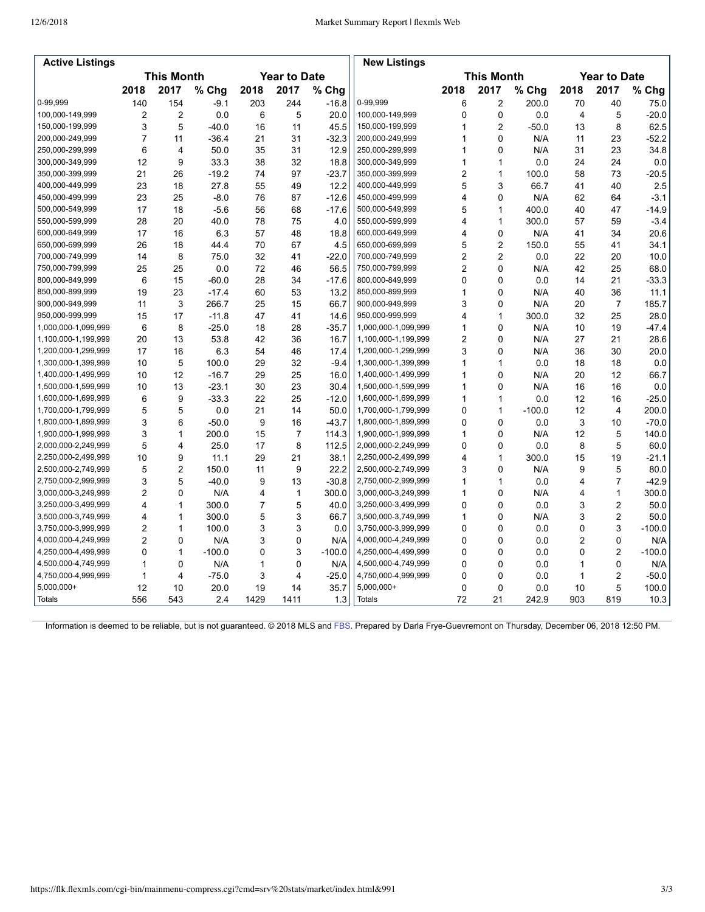| Active Listings | This Month | | | Year to Date | | |
|---|---|---|---|---|---|---|
| | 2018 | 2017 | % Chg | 2018 | 2017 | % Chg |
| 0-99,999 | 140 | 154 | -9.1 | 203 | 244 | -16.8 |
| 100,000-149,999 | 2 | 2 | 0.0 | 6 | 5 | 20.0 |
| 150,000-199,999 | 3 | 5 | -40.0 | 16 | 11 | 45.5 |
| 200,000-249,999 | 7 | 11 | -36.4 | 21 | 31 | -32.3 |
| 250,000-299,999 | 6 | 4 | 50.0 | 35 | 31 | 12.9 |
| 300,000-349,999 | 12 | 9 | 33.3 | 38 | 32 | 18.8 |
| 350,000-399,999 | 21 | 26 | -19.2 | 74 | 97 | -23.7 |
| 400,000-449,999 | 23 | 18 | 27.8 | 55 | 49 | 12.2 |
| 450,000-499,999 | 23 | 25 | -8.0 | 76 | 87 | -12.6 |
| 500,000-549,999 | 17 | 18 | -5.6 | 56 | 68 | -17.6 |
| 550,000-599,999 | 28 | 20 | 40.0 | 78 | 75 | 4.0 |
| 600,000-649,999 | 17 | 16 | 6.3 | 57 | 48 | 18.8 |
| 650,000-699,999 | 26 | 18 | 44.4 | 70 | 67 | 4.5 |
| 700,000-749,999 | 14 | 8 | 75.0 | 32 | 41 | -22.0 |
| 750,000-799,999 | 25 | 25 | 0.0 | 72 | 46 | 56.5 |
| 800,000-849,999 | 6 | 15 | -60.0 | 28 | 34 | -17.6 |
| 850,000-899,999 | 19 | 23 | -17.4 | 60 | 53 | 13.2 |
| 900,000-949,999 | 11 | 3 | 266.7 | 25 | 15 | 66.7 |
| 950,000-999,999 | 15 | 17 | -11.8 | 47 | 41 | 14.6 |
| 1,000,000-1,099,999 | 6 | 8 | -25.0 | 18 | 28 | -35.7 |
| 1,100,000-1,199,999 | 20 | 13 | 53.8 | 42 | 36 | 16.7 |
| 1,200,000-1,299,999 | 17 | 16 | 6.3 | 54 | 46 | 17.4 |
| 1,300,000-1,399,999 | 10 | 5 | 100.0 | 29 | 32 | -9.4 |
| 1,400,000-1,499,999 | 10 | 12 | -16.7 | 29 | 25 | 16.0 |
| 1,500,000-1,599,999 | 10 | 13 | -23.1 | 30 | 23 | 30.4 |
| 1,600,000-1,699,999 | 6 | 9 | -33.3 | 22 | 25 | -12.0 |
| 1,700,000-1,799,999 | 5 | 5 | 0.0 | 21 | 14 | 50.0 |
| 1,800,000-1,899,999 | 3 | 6 | -50.0 | 9 | 16 | -43.7 |
| 1,900,000-1,999,999 | 3 | 1 | 200.0 | 15 | 7 | 114.3 |
| 2,000,000-2,249,999 | 5 | 4 | 25.0 | 17 | 8 | 112.5 |
| 2,250,000-2,499,999 | 10 | 9 | 11.1 | 29 | 21 | 38.1 |
| 2,500,000-2,749,999 | 5 | 2 | 150.0 | 11 | 9 | 22.2 |
| 2,750,000-2,999,999 | 3 | 5 | -40.0 | 9 | 13 | -30.8 |
| 3,000,000-3,249,999 | 2 | 0 | N/A | 4 | 1 | 300.0 |
| 3,250,000-3,499,999 | 4 | 1 | 300.0 | 7 | 5 | 40.0 |
| 3,500,000-3,749,999 | 4 | 1 | 300.0 | 5 | 3 | 66.7 |
| 3,750,000-3,999,999 | 2 | 1 | 100.0 | 3 | 3 | 0.0 |
| 4,000,000-4,249,999 | 2 | 0 | N/A | 3 | 0 | N/A |
| 4,250,000-4,499,999 | 0 | 1 | -100.0 | 0 | 3 | -100.0 |
| 4,500,000-4,749,999 | 1 | 0 | N/A | 1 | 0 | N/A |
| 4,750,000-4,999,999 | 1 | 4 | -75.0 | 3 | 4 | -25.0 |
| 5,000,000+ | 12 | 10 | 20.0 | 19 | 14 | 35.7 |
| Totals | 556 | 543 | 2.4 | 1429 | 1411 | 1.3 |

| New Listings | This Month | | | Year to Date | | |
|---|---|---|---|---|---|---|
| | 2018 | 2017 | % Chg | 2018 | 2017 | % Chg |
| 0-99,999 | 6 | 2 | 200.0 | 70 | 40 | 75.0 |
| 100,000-149,999 | 0 | 0 | 0.0 | 4 | 5 | -20.0 |
| 150,000-199,999 | 1 | 2 | -50.0 | 13 | 8 | 62.5 |
| 200,000-249,999 | 1 | 0 | N/A | 11 | 23 | -52.2 |
| 250,000-299,999 | 1 | 0 | N/A | 31 | 23 | 34.8 |
| 300,000-349,999 | 1 | 1 | 0.0 | 24 | 24 | 0.0 |
| 350,000-399,999 | 2 | 1 | 100.0 | 58 | 73 | -20.5 |
| 400,000-449,999 | 5 | 3 | 66.7 | 41 | 40 | 2.5 |
| 450,000-499,999 | 4 | 0 | N/A | 62 | 64 | -3.1 |
| 500,000-549,999 | 5 | 1 | 400.0 | 40 | 47 | -14.9 |
| 550,000-599,999 | 4 | 1 | 300.0 | 57 | 59 | -3.4 |
| 600,000-649,999 | 4 | 0 | N/A | 41 | 34 | 20.6 |
| 650,000-699,999 | 5 | 2 | 150.0 | 55 | 41 | 34.1 |
| 700,000-749,999 | 2 | 2 | 0.0 | 22 | 20 | 10.0 |
| 750,000-799,999 | 2 | 0 | N/A | 42 | 25 | 68.0 |
| 800,000-849,999 | 0 | 0 | 0.0 | 14 | 21 | -33.3 |
| 850,000-899,999 | 1 | 0 | N/A | 40 | 36 | 11.1 |
| 900,000-949,999 | 3 | 0 | N/A | 20 | 7 | 185.7 |
| 950,000-999,999 | 4 | 1 | 300.0 | 32 | 25 | 28.0 |
| 1,000,000-1,099,999 | 1 | 0 | N/A | 10 | 19 | -47.4 |
| 1,100,000-1,199,999 | 2 | 0 | N/A | 27 | 21 | 28.6 |
| 1,200,000-1,299,999 | 3 | 0 | N/A | 36 | 30 | 20.0 |
| 1,300,000-1,399,999 | 1 | 1 | 0.0 | 18 | 18 | 0.0 |
| 1,400,000-1,499,999 | 1 | 0 | N/A | 20 | 12 | 66.7 |
| 1,500,000-1,599,999 | 1 | 0 | N/A | 16 | 16 | 0.0 |
| 1,600,000-1,699,999 | 1 | 1 | 0.0 | 12 | 16 | -25.0 |
| 1,700,000-1,799,999 | 0 | 1 | -100.0 | 12 | 4 | 200.0 |
| 1,800,000-1,899,999 | 0 | 0 | 0.0 | 3 | 10 | -70.0 |
| 1,900,000-1,999,999 | 1 | 0 | N/A | 12 | 5 | 140.0 |
| 2,000,000-2,249,999 | 0 | 0 | 0.0 | 8 | 5 | 60.0 |
| 2,250,000-2,499,999 | 4 | 1 | 300.0 | 15 | 19 | -21.1 |
| 2,500,000-2,749,999 | 3 | 0 | N/A | 9 | 5 | 80.0 |
| 2,750,000-2,999,999 | 1 | 1 | 0.0 | 4 | 7 | -42.9 |
| 3,000,000-3,249,999 | 1 | 0 | N/A | 4 | 1 | 300.0 |
| 3,250,000-3,499,999 | 0 | 0 | 0.0 | 3 | 2 | 50.0 |
| 3,500,000-3,749,999 | 1 | 0 | N/A | 3 | 2 | 50.0 |
| 3,750,000-3,999,999 | 0 | 0 | 0.0 | 0 | 3 | -100.0 |
| 4,000,000-4,249,999 | 0 | 0 | 0.0 | 2 | 0 | N/A |
| 4,250,000-4,499,999 | 0 | 0 | 0.0 | 0 | 2 | -100.0 |
| 4,500,000-4,749,999 | 0 | 0 | 0.0 | 1 | 0 | N/A |
| 4,750,000-4,999,999 | 0 | 0 | 0.0 | 1 | 2 | -50.0 |
| 5,000,000+ | 0 | 0 | 0.0 | 10 | 5 | 100.0 |
| Totals | 72 | 21 | 242.9 | 903 | 819 | 10.3 |

Information is deemed to be reliable, but is not guaranteed. © 2018 MLS and FBS. Prepared by Darla Frye-Guevremont on Thursday, December 06, 2018 12:50 PM.